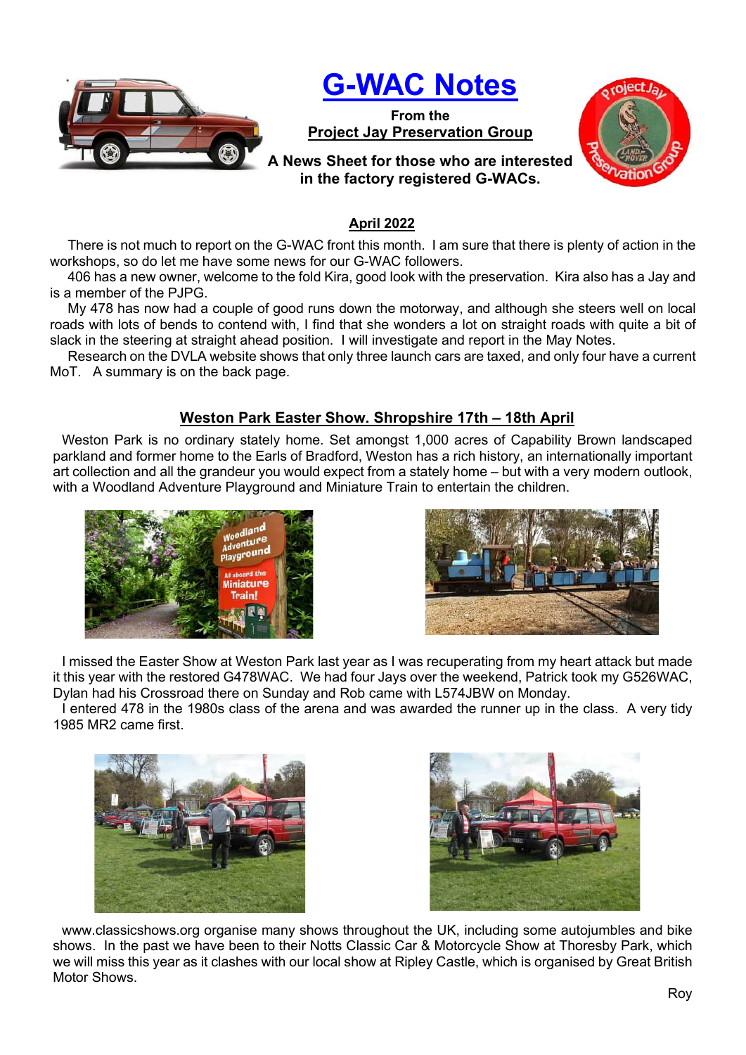# G-WAC Notes

**From the**
**Project Jay Preservation Group**

**A News Sheet for those who are interested in the factory registered G-WACs.**

## April 2022

There is not much to report on the G-WAC front this month. I am sure that there is plenty of action in the workshops, so do let me have some news for our G-WAC followers.

406 has a new owner, welcome to the fold Kira, good look with the preservation. Kira also has a Jay and is a member of the PJPG.

My 478 has now had a couple of good runs down the motorway, and although she steers well on local roads with lots of bends to contend with, I find that she wonders a lot on straight roads with quite a bit of slack in the steering at straight ahead position. I will investigate and report in the May Notes.

Research on the DVLA website shows that only three launch cars are taxed, and only four have a current MoT. A summary is on the back page.

## Weston Park Easter Show. Shropshire 17th – 18th April

Weston Park is no ordinary stately home. Set amongst 1,000 acres of Capability Brown landscaped parkland and former home to the Earls of Bradford, Weston has a rich history, an internationally important art collection and all the grandeur you would expect from a stately home – but with a very modern outlook, with a Woodland Adventure Playground and Miniature Train to entertain the children.

I missed the Easter Show at Weston Park last year as I was recuperating from my heart attack but made it this year with the restored G478WAC. We had four Jays over the weekend, Patrick took my G526WAC, Dylan had his Crossroad there on Sunday and Rob came with L574JBW on Monday.

I entered 478 in the 1980s class of the arena and was awarded the runner up in the class. A very tidy 1985 MR2 came first.

www.classicshows.org organise many shows throughout the UK, including some autojumbles and bike shows. In the past we have been to their Notts Classic Car & Motorcycle Show at Thoresby Park, which we will miss this year as it clashes with our local show at Ripley Castle, which is organised by Great British Motor Shows.

Roy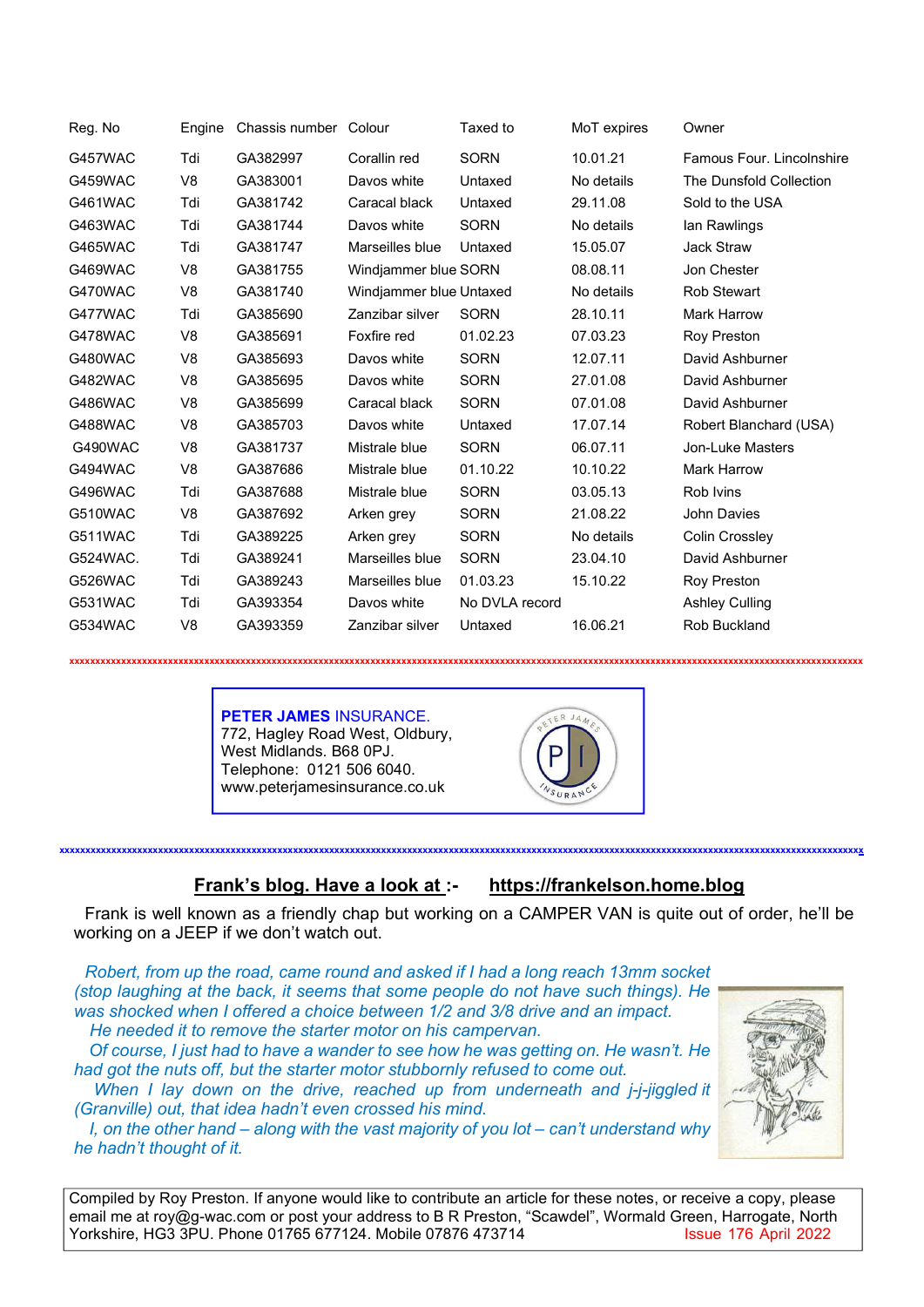| Reg. No | Engine | Chassis number | Colour | Taxed to | MoT expires | Owner |
|---|---|---|---|---|---|---|
| G457WAC | Tdi | GA382997 | Corallin red | SORN | 10.01.21 | Famous Four. Lincolnshire |
| G459WAC | V8 | GA383001 | Davos white | Untaxed | No details | The Dunsfold Collection |
| G461WAC | Tdi | GA381742 | Caracal black | Untaxed | 29.11.08 | Sold to the USA |
| G463WAC | Tdi | GA381744 | Davos white | SORN | No details | Ian Rawlings |
| G465WAC | Tdi | GA381747 | Marseilles blue | Untaxed | 15.05.07 | Jack Straw |
| G469WAC | V8 | GA381755 | Windjammer blue | SORN | 08.08.11 | Jon Chester |
| G470WAC | V8 | GA381740 | Windjammer blue | Untaxed | No details | Rob Stewart |
| G477WAC | Tdi | GA385690 | Zanzibar silver | SORN | 28.10.11 | Mark Harrow |
| G478WAC | V8 | GA385691 | Foxfire red | 01.02.23 | 07.03.23 | Roy Preston |
| G480WAC | V8 | GA385693 | Davos white | SORN | 12.07.11 | David Ashburner |
| G482WAC | V8 | GA385695 | Davos white | SORN | 27.01.08 | David Ashburner |
| G486WAC | V8 | GA385699 | Caracal black | SORN | 07.01.08 | David Ashburner |
| G488WAC | V8 | GA385703 | Davos white | Untaxed | 17.07.14 | Robert Blanchard (USA) |
| G490WAC | V8 | GA381737 | Mistrale blue | SORN | 06.07.11 | Jon-Luke Masters |
| G494WAC | V8 | GA387686 | Mistrale blue | 01.10.22 | 10.10.22 | Mark Harrow |
| G496WAC | Tdi | GA387688 | Mistrale blue | SORN | 03.05.13 | Rob Ivins |
| G510WAC | V8 | GA387692 | Arken grey | SORN | 21.08.22 | John Davies |
| G511WAC | Tdi | GA389225 | Arken grey | SORN | No details | Colin Crossley |
| G524WAC. | Tdi | GA389241 | Marseilles blue | SORN | 23.04.10 | David Ashburner |
| G526WAC | Tdi | GA389243 | Marseilles blue | 01.03.23 | 15.10.22 | Roy Preston |
| G531WAC | Tdi | GA393354 | Davos white | No DVLA record | | Ashley Culling |
| G534WAC | V8 | GA393359 | Zanzibar silver | Untaxed | 16.06.21 | Rob Buckland |

**PETER JAMES** INSURANCE.
772, Hagley Road West, Oldbury,
West Midlands. B68 0PJ.
Telephone: 0121 506 6040.
www.peterjamesinsurance.co.uk

## Frank's blog. Have a look at :- https://frankelson.home.blog

Frank is well known as a friendly chap but working on a CAMPER VAN is quite out of order, he'll be working on a JEEP if we don't watch out.

*Robert, from up the road, came round and asked if I had a long reach 13mm socket (stop laughing at the back, it seems that some people do not have such things). He was shocked when I offered a choice between 1/2 and 3/8 drive and an impact.*

*He needed it to remove the starter motor on his campervan.*

*Of course, I just had to have a wander to see how he was getting on. He wasn't. He had got the nuts off, but the starter motor stubbornly refused to come out.*

*When I lay down on the drive, reached up from underneath and j-j-jiggled it (Granville) out, that idea hadn't even crossed his mind.*

*I, on the other hand – along with the vast majority of you lot – can't understand why he hadn't thought of it.*

Compiled by Roy Preston. If anyone would like to contribute an article for these notes, or receive a copy, please email me at roy@g-wac.com or post your address to B R Preston, "Scawdel", Wormald Green, Harrogate, North Yorkshire, HG3 3PU. Phone 01765 677124. Mobile 07876 473714 Issue 176 April 2022